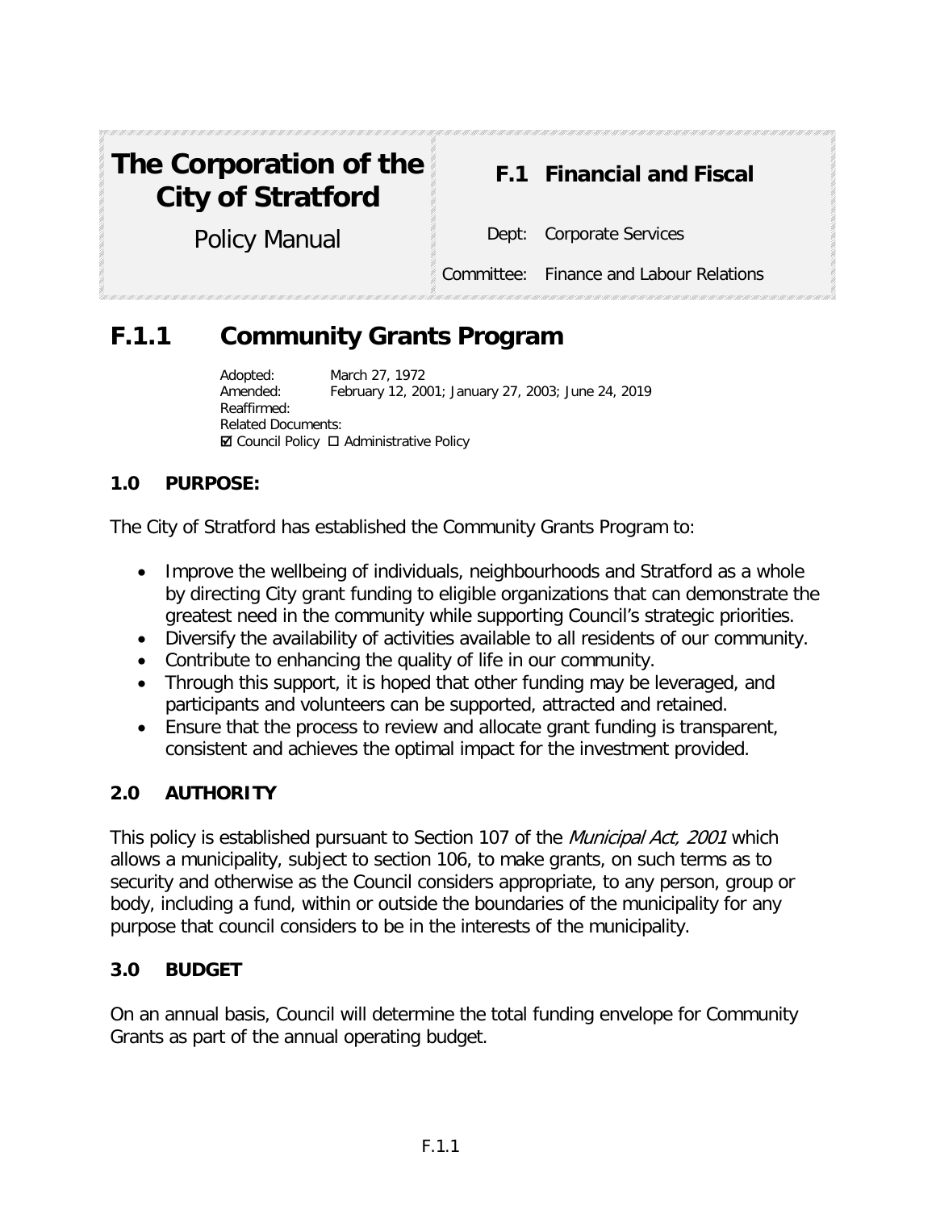| **The Corporation of the City of Stratford** | **F.1 Financial and Fiscal** |
|---|---|
| Policy Manual | Dept: Corporate Services |
| | Committee: Finance and Labour Relations |

# F.1.1 Community Grants Program

Adopted: March 27, 1972
Amended: February 12, 2001; January 27, 2003; June 24, 2019
Reaffirmed:
Related Documents:
☑ Council Policy ☐ Administrative Policy

## 1.0 PURPOSE:

The City of Stratford has established the Community Grants Program to:

- Improve the wellbeing of individuals, neighbourhoods and Stratford as a whole by directing City grant funding to eligible organizations that can demonstrate the greatest need in the community while supporting Council's strategic priorities.
- Diversify the availability of activities available to all residents of our community.
- Contribute to enhancing the quality of life in our community.
- Through this support, it is hoped that other funding may be leveraged, and participants and volunteers can be supported, attracted and retained.
- Ensure that the process to review and allocate grant funding is transparent, consistent and achieves the optimal impact for the investment provided.

## 2.0 AUTHORITY

This policy is established pursuant to Section 107 of the *Municipal Act, 2001* which allows a municipality, subject to section 106, to make grants, on such terms as to security and otherwise as the Council considers appropriate, to any person, group or body, including a fund, within or outside the boundaries of the municipality for any purpose that council considers to be in the interests of the municipality.

## 3.0 BUDGET

On an annual basis, Council will determine the total funding envelope for Community Grants as part of the annual operating budget.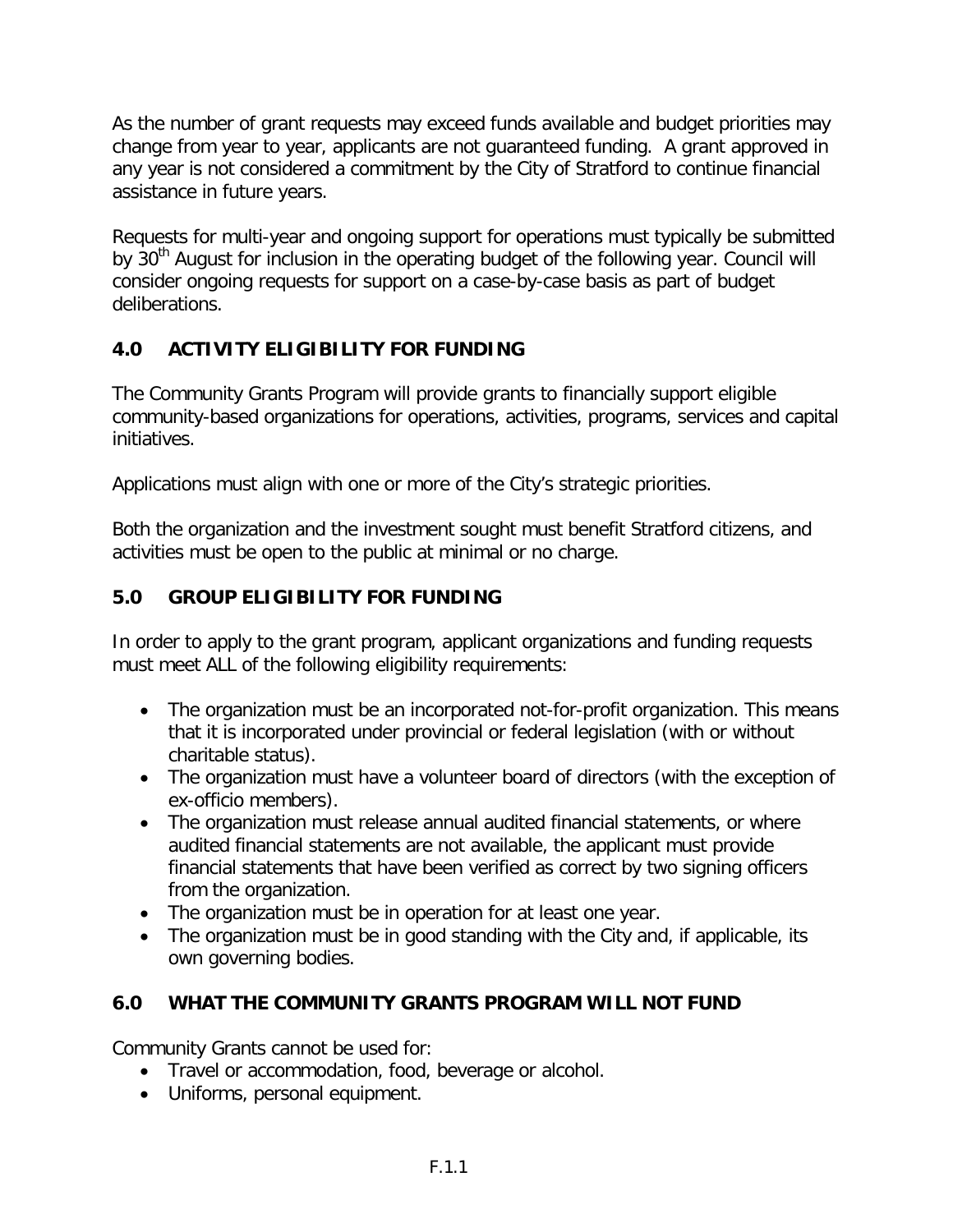As the number of grant requests may exceed funds available and budget priorities may change from year to year, applicants are not guaranteed funding. A grant approved in any year is not considered a commitment by the City of Stratford to continue financial assistance in future years.

Requests for multi-year and ongoing support for operations must typically be submitted by 30th August for inclusion in the operating budget of the following year. Council will consider ongoing requests for support on a case-by-case basis as part of budget deliberations.

## 4.0 ACTIVITY ELIGIBILITY FOR FUNDING

The Community Grants Program will provide grants to financially support eligible community-based organizations for operations, activities, programs, services and capital initiatives.

Applications must align with one or more of the City's strategic priorities.

Both the organization and the investment sought must benefit Stratford citizens, and activities must be open to the public at minimal or no charge.

## 5.0 GROUP ELIGIBILITY FOR FUNDING

In order to apply to the grant program, applicant organizations and funding requests must meet ALL of the following eligibility requirements:

- The organization must be an incorporated not-for-profit organization. This means that it is incorporated under provincial or federal legislation (with or without charitable status).
- The organization must have a volunteer board of directors (with the exception of ex-officio members).
- The organization must release annual audited financial statements, or where audited financial statements are not available, the applicant must provide financial statements that have been verified as correct by two signing officers from the organization.
- The organization must be in operation for at least one year.
- The organization must be in good standing with the City and, if applicable, its own governing bodies.

## 6.0 WHAT THE COMMUNITY GRANTS PROGRAM WILL NOT FUND

Community Grants cannot be used for:

- Travel or accommodation, food, beverage or alcohol.
- Uniforms, personal equipment.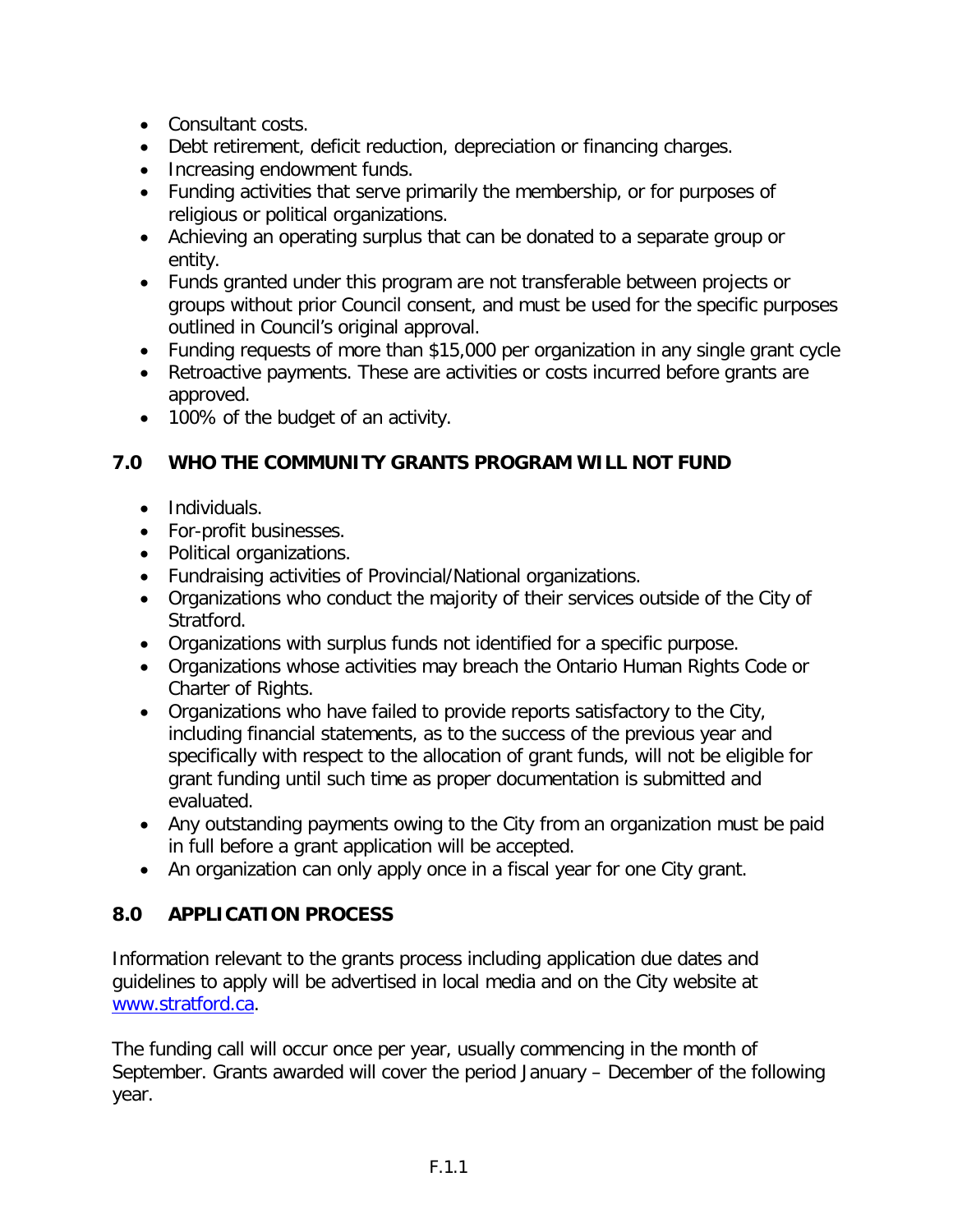- Consultant costs.
- Debt retirement, deficit reduction, depreciation or financing charges.
- Increasing endowment funds.
- Funding activities that serve primarily the membership, or for purposes of religious or political organizations.
- Achieving an operating surplus that can be donated to a separate group or entity.
- Funds granted under this program are not transferable between projects or groups without prior Council consent, and must be used for the specific purposes outlined in Council's original approval.
- Funding requests of more than $15,000 per organization in any single grant cycle
- Retroactive payments. These are activities or costs incurred before grants are approved.
- 100% of the budget of an activity.

## 7.0 WHO THE COMMUNITY GRANTS PROGRAM WILL NOT FUND

- Individuals.
- For-profit businesses.
- Political organizations.
- Fundraising activities of Provincial/National organizations.
- Organizations who conduct the majority of their services outside of the City of Stratford.
- Organizations with surplus funds not identified for a specific purpose.
- Organizations whose activities may breach the Ontario Human Rights Code or Charter of Rights.
- Organizations who have failed to provide reports satisfactory to the City, including financial statements, as to the success of the previous year and specifically with respect to the allocation of grant funds, will not be eligible for grant funding until such time as proper documentation is submitted and evaluated.
- Any outstanding payments owing to the City from an organization must be paid in full before a grant application will be accepted.
- An organization can only apply once in a fiscal year for one City grant.

## 8.0 APPLICATION PROCESS

Information relevant to the grants process including application due dates and guidelines to apply will be advertised in local media and on the City website at [www.stratford.ca](http://www.stratford.ca).

The funding call will occur once per year, usually commencing in the month of September. Grants awarded will cover the period January – December of the following year.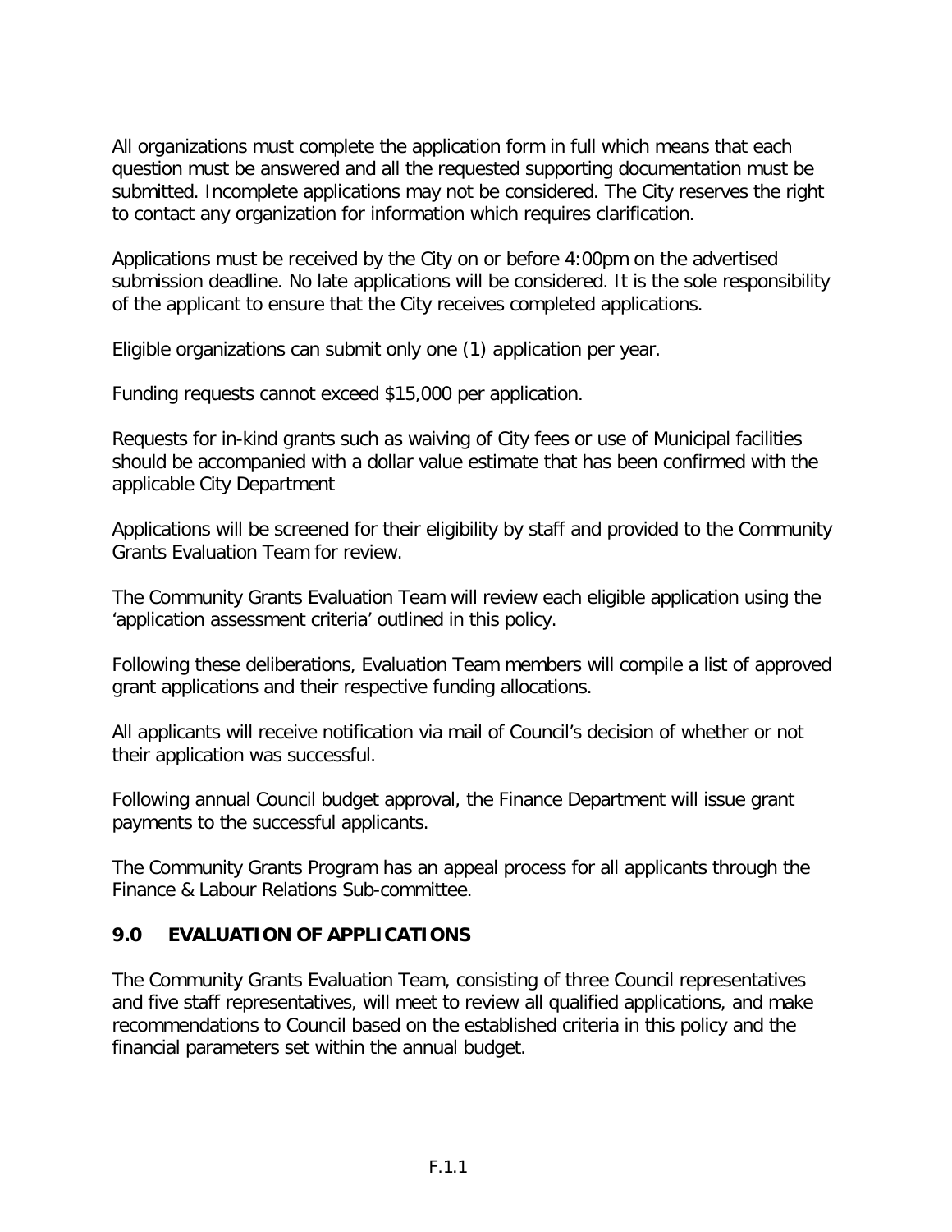All organizations must complete the application form in full which means that each question must be answered and all the requested supporting documentation must be submitted. Incomplete applications may not be considered. The City reserves the right to contact any organization for information which requires clarification.

Applications must be received by the City on or before 4:00pm on the advertised submission deadline. No late applications will be considered. It is the sole responsibility of the applicant to ensure that the City receives completed applications.

Eligible organizations can submit only one (1) application per year.

Funding requests cannot exceed $15,000 per application.

Requests for in-kind grants such as waiving of City fees or use of Municipal facilities should be accompanied with a dollar value estimate that has been confirmed with the applicable City Department

Applications will be screened for their eligibility by staff and provided to the Community Grants Evaluation Team for review.

The Community Grants Evaluation Team will review each eligible application using the 'application assessment criteria' outlined in this policy.

Following these deliberations, Evaluation Team members will compile a list of approved grant applications and their respective funding allocations.

All applicants will receive notification via mail of Council's decision of whether or not their application was successful.

Following annual Council budget approval, the Finance Department will issue grant payments to the successful applicants.

The Community Grants Program has an appeal process for all applicants through the Finance & Labour Relations Sub-committee.

## 9.0 EVALUATION OF APPLICATIONS

The Community Grants Evaluation Team, consisting of three Council representatives and five staff representatives, will meet to review all qualified applications, and make recommendations to Council based on the established criteria in this policy and the financial parameters set within the annual budget.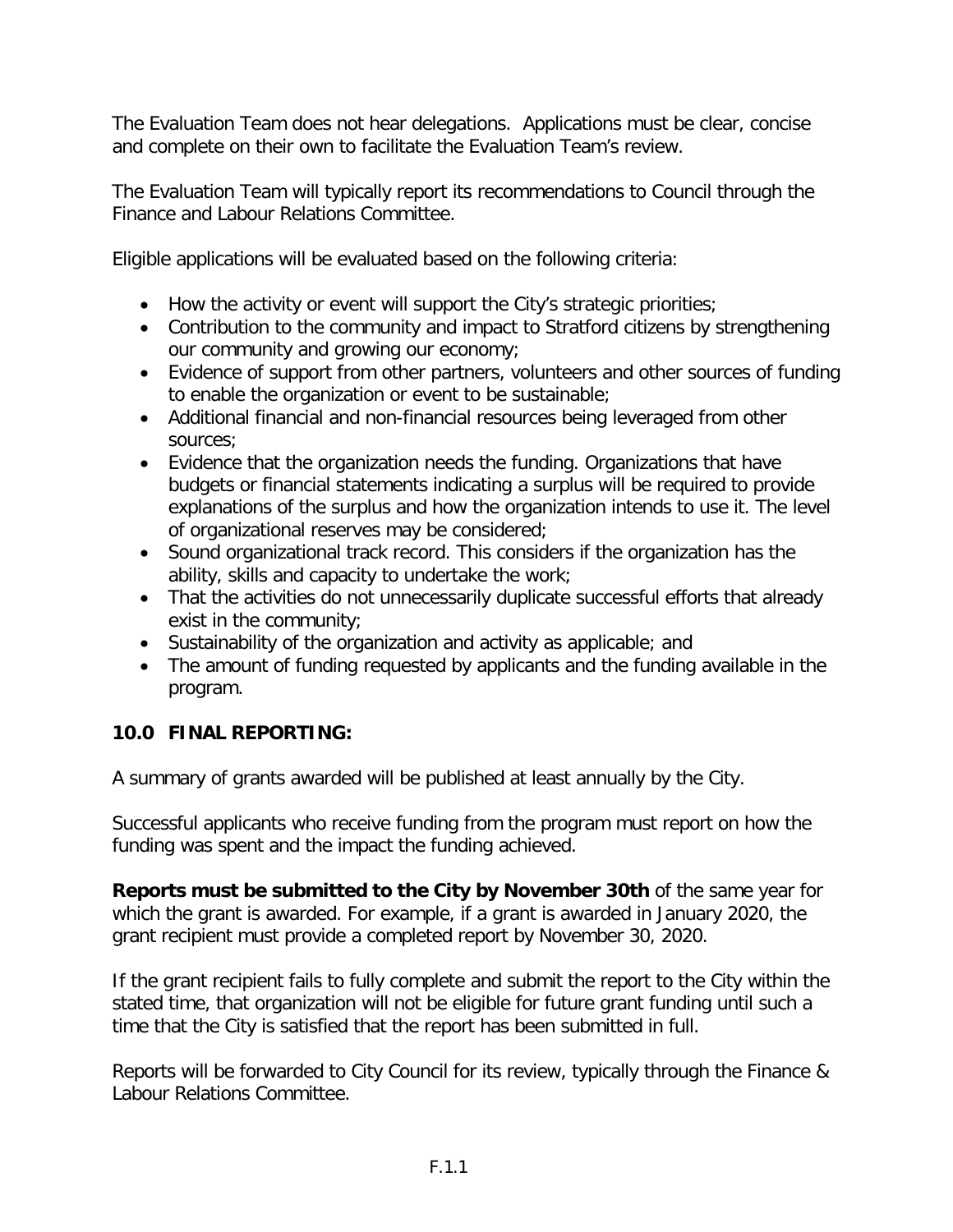The Evaluation Team does not hear delegations. Applications must be clear, concise and complete on their own to facilitate the Evaluation Team's review.

The Evaluation Team will typically report its recommendations to Council through the Finance and Labour Relations Committee.

Eligible applications will be evaluated based on the following criteria:

- How the activity or event will support the City's strategic priorities;
- Contribution to the community and impact to Stratford citizens by strengthening our community and growing our economy;
- Evidence of support from other partners, volunteers and other sources of funding to enable the organization or event to be sustainable;
- Additional financial and non-financial resources being leveraged from other sources;
- Evidence that the organization needs the funding. Organizations that have budgets or financial statements indicating a surplus will be required to provide explanations of the surplus and how the organization intends to use it. The level of organizational reserves may be considered;
- Sound organizational track record. This considers if the organization has the ability, skills and capacity to undertake the work;
- That the activities do not unnecessarily duplicate successful efforts that already exist in the community;
- Sustainability of the organization and activity as applicable; and
- The amount of funding requested by applicants and the funding available in the program.

## 10.0 FINAL REPORTING:

A summary of grants awarded will be published at least annually by the City.

Successful applicants who receive funding from the program must report on how the funding was spent and the impact the funding achieved.

**Reports must be submitted to the City by November 30th** of the same year for which the grant is awarded. For example, if a grant is awarded in January 2020, the grant recipient must provide a completed report by November 30, 2020.

If the grant recipient fails to fully complete and submit the report to the City within the stated time, that organization will not be eligible for future grant funding until such a time that the City is satisfied that the report has been submitted in full.

Reports will be forwarded to City Council for its review, typically through the Finance & Labour Relations Committee.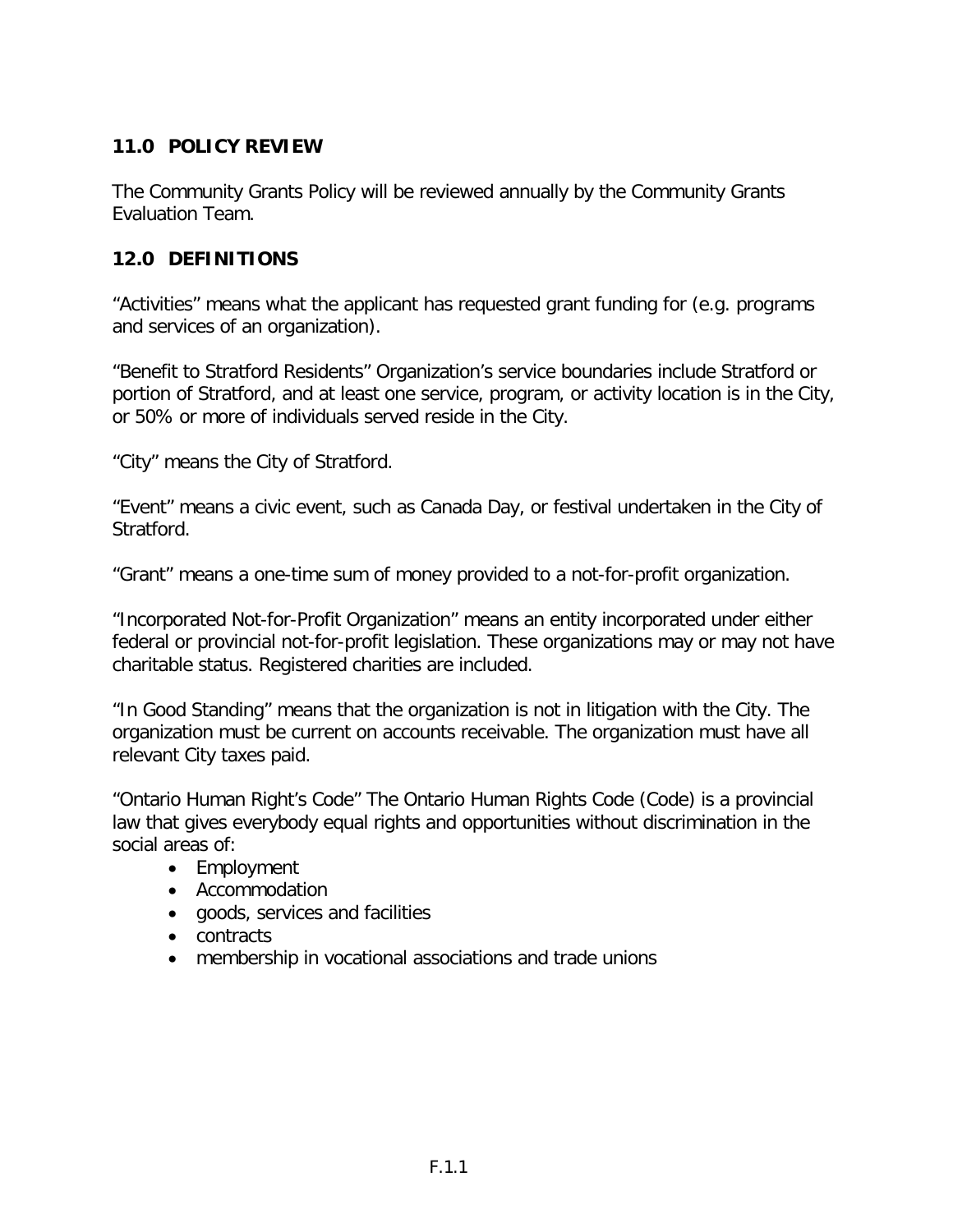## 11.0 POLICY REVIEW

The Community Grants Policy will be reviewed annually by the Community Grants Evaluation Team.

## 12.0 DEFINITIONS

"Activities" means what the applicant has requested grant funding for (e.g. programs and services of an organization).

"Benefit to Stratford Residents" Organization's service boundaries include Stratford or portion of Stratford, and at least one service, program, or activity location is in the City, or 50% or more of individuals served reside in the City.

"City" means the City of Stratford.

"Event" means a civic event, such as Canada Day, or festival undertaken in the City of Stratford.

"Grant" means a one-time sum of money provided to a not-for-profit organization.

"Incorporated Not-for-Profit Organization" means an entity incorporated under either federal or provincial not-for-profit legislation. These organizations may or may not have charitable status. Registered charities are included.

"In Good Standing" means that the organization is not in litigation with the City. The organization must be current on accounts receivable. The organization must have all relevant City taxes paid.

"Ontario Human Right's Code" The Ontario Human Rights Code (Code) is a provincial law that gives everybody equal rights and opportunities without discrimination in the social areas of:

- Employment
- Accommodation
- goods, services and facilities
- contracts
- membership in vocational associations and trade unions